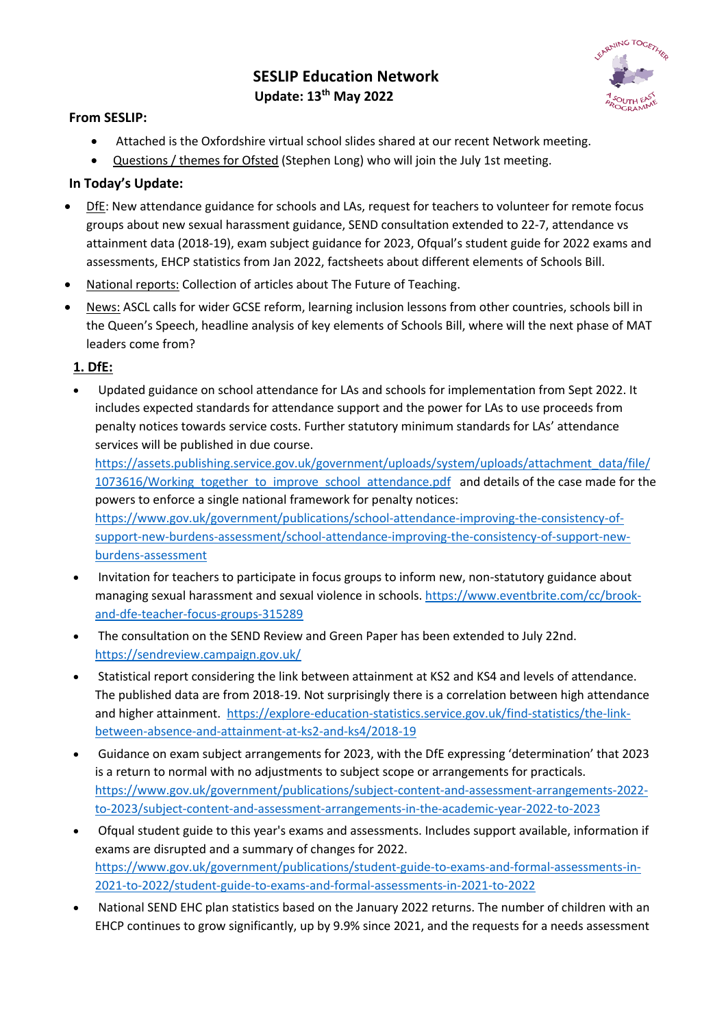# SESLIP Education Network

**Update: 13th May 2022**

**From SESLIP:**

- Attached is the Oxfordshire virtual school slides shared at our recent Network meeting.
- Questions / themes for Ofsted (Stephen Long) who will join the July 1st meeting.

**In Today's Update:**

- DfE: New attendance guidance for schools and LAs, request for teachers to volunteer for remote focus groups about new sexual harassment guidance, SEND consultation extended to 22-7, attendance vs attainment data (2018-19), exam subject guidance for 2023, Ofqual's student guide for 2022 exams and assessments, EHCP statistics from Jan 2022, factsheets about different elements of Schools Bill.
- National reports: Collection of articles about The Future of Teaching.
- News: ASCL calls for wider GCSE reform, learning inclusion lessons from other countries, schools bill in the Queen's Speech, headline analysis of key elements of Schools Bill, where will the next phase of MAT leaders come from?

## 1. DfE:

- Updated guidance on school attendance for LAs and schools for implementation from Sept 2022. It includes expected standards for attendance support and the power for LAs to use proceeds from penalty notices towards service costs. Further statutory minimum standards for LAs' attendance services will be published in due course. https://assets.publishing.service.gov.uk/government/uploads/system/uploads/attachment_data/file/1073616/Working_together_to_improve_school_attendance.pdf and details of the case made for the powers to enforce a single national framework for penalty notices: https://www.gov.uk/government/publications/school-attendance-improving-the-consistency-of-support-new-burdens-assessment/school-attendance-improving-the-consistency-of-support-new-burdens-assessment
- Invitation for teachers to participate in focus groups to inform new, non-statutory guidance about managing sexual harassment and sexual violence in schools. https://www.eventbrite.com/cc/brook-and-dfe-teacher-focus-groups-315289
- The consultation on the SEND Review and Green Paper has been extended to July 22nd. https://sendreview.campaign.gov.uk/
- Statistical report considering the link between attainment at KS2 and KS4 and levels of attendance. The published data are from 2018-19. Not surprisingly there is a correlation between high attendance and higher attainment. https://explore-education-statistics.service.gov.uk/find-statistics/the-link-between-absence-and-attainment-at-ks2-and-ks4/2018-19
- Guidance on exam subject arrangements for 2023, with the DfE expressing 'determination' that 2023 is a return to normal with no adjustments to subject scope or arrangements for practicals. https://www.gov.uk/government/publications/subject-content-and-assessment-arrangements-2022-to-2023/subject-content-and-assessment-arrangements-in-the-academic-year-2022-to-2023
- Ofqual student guide to this year's exams and assessments. Includes support available, information if exams are disrupted and a summary of changes for 2022. https://www.gov.uk/government/publications/student-guide-to-exams-and-formal-assessments-in-2021-to-2022/student-guide-to-exams-and-formal-assessments-in-2021-to-2022
- National SEND EHC plan statistics based on the January 2022 returns. The number of children with an EHCP continues to grow significantly, up by 9.9% since 2021, and the requests for a needs assessment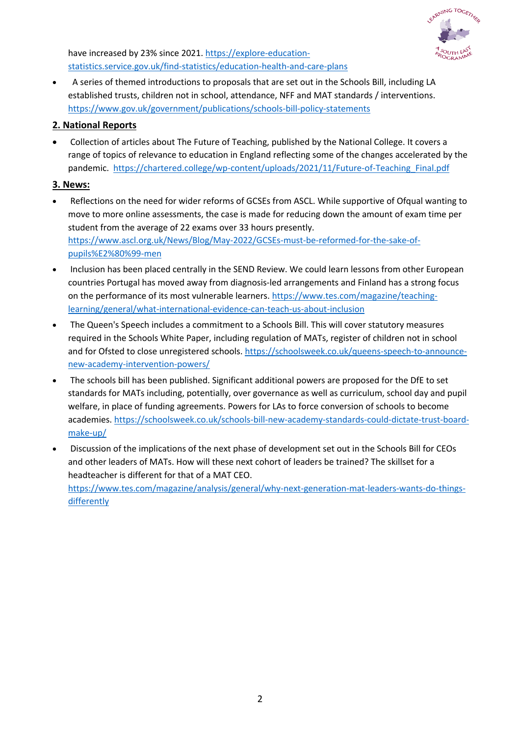have increased by 23% since 2021. https://explore-education-statistics.service.gov.uk/find-statistics/education-health-and-care-plans

- A series of themed introductions to proposals that are set out in the Schools Bill, including LA established trusts, children not in school, attendance, NFF and MAT standards / interventions. https://www.gov.uk/government/publications/schools-bill-policy-statements

## 2. National Reports

- Collection of articles about The Future of Teaching, published by the National College. It covers a range of topics of relevance to education in England reflecting some of the changes accelerated by the pandemic. https://chartered.college/wp-content/uploads/2021/11/Future-of-Teaching_Final.pdf

## 3. News:

- Reflections on the need for wider reforms of GCSEs from ASCL. While supportive of Ofqual wanting to move to more online assessments, the case is made for reducing down the amount of exam time per student from the average of 22 exams over 33 hours presently. https://www.ascl.org.uk/News/Blog/May-2022/GCSEs-must-be-reformed-for-the-sake-of-pupils%E2%80%99-men
- Inclusion has been placed centrally in the SEND Review. We could learn lessons from other European countries Portugal has moved away from diagnosis-led arrangements and Finland has a strong focus on the performance of its most vulnerable learners. https://www.tes.com/magazine/teaching-learning/general/what-international-evidence-can-teach-us-about-inclusion
- The Queen's Speech includes a commitment to a Schools Bill. This will cover statutory measures required in the Schools White Paper, including regulation of MATs, register of children not in school and for Ofsted to close unregistered schools. https://schoolsweek.co.uk/queens-speech-to-announce-new-academy-intervention-powers/
- The schools bill has been published. Significant additional powers are proposed for the DfE to set standards for MATs including, potentially, over governance as well as curriculum, school day and pupil welfare, in place of funding agreements. Powers for LAs to force conversion of schools to become academies. https://schoolsweek.co.uk/schools-bill-new-academy-standards-could-dictate-trust-board-make-up/
- Discussion of the implications of the next phase of development set out in the Schools Bill for CEOs and other leaders of MATs. How will these next cohort of leaders be trained? The skillset for a headteacher is different for that of a MAT CEO. https://www.tes.com/magazine/analysis/general/why-next-generation-mat-leaders-wants-do-things-differently